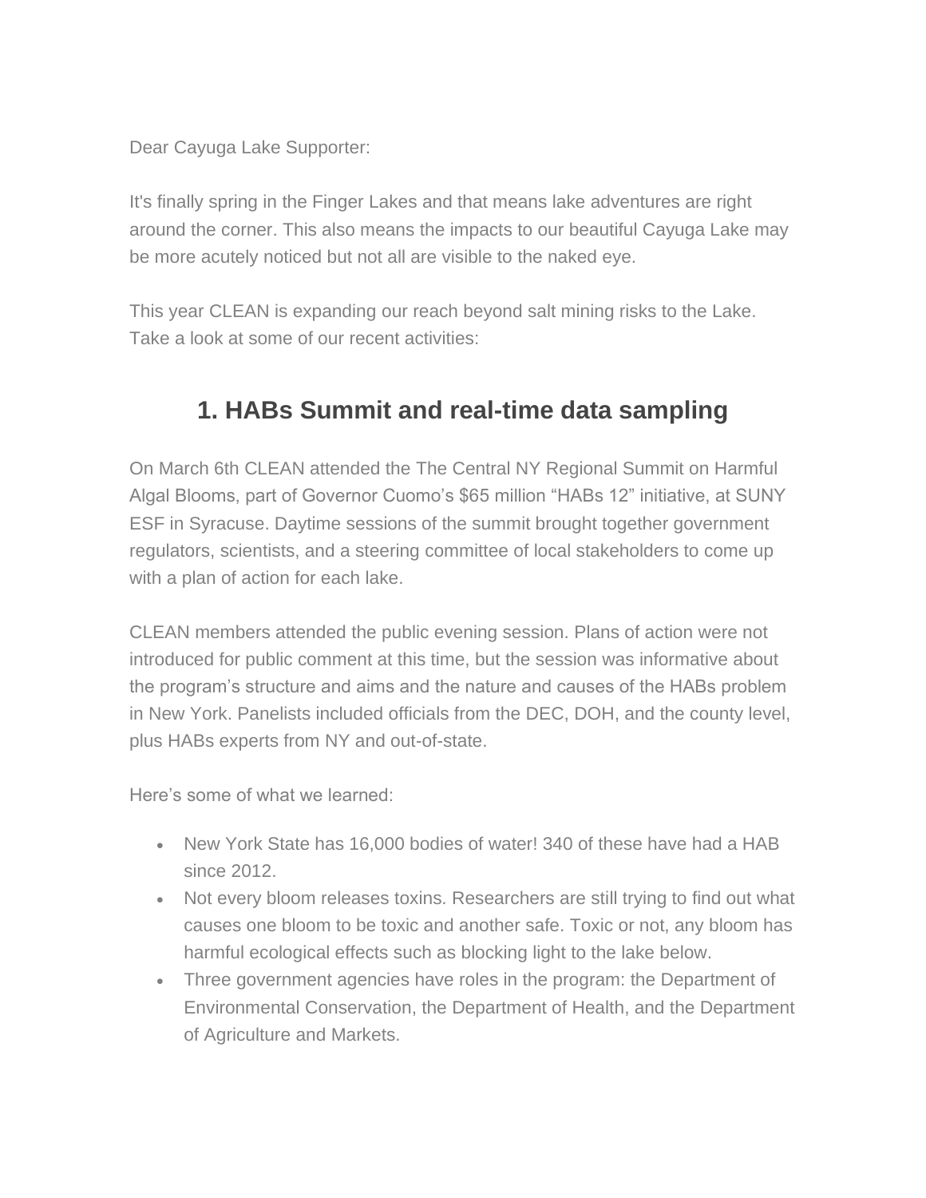Dear Cayuga Lake Supporter:

It's finally spring in the Finger Lakes and that means lake adventures are right around the corner. This also means the impacts to our beautiful Cayuga Lake may be more acutely noticed but not all are visible to the naked eye.

This year CLEAN is expanding our reach beyond salt mining risks to the Lake. Take a look at some of our recent activities:

## 1. HABs Summit and real-time data sampling

On March 6th CLEAN attended the The Central NY Regional Summit on Harmful Algal Blooms, part of Governor Cuomo's $65 million "HABs 12" initiative, at SUNY ESF in Syracuse. Daytime sessions of the summit brought together government regulators, scientists, and a steering committee of local stakeholders to come up with a plan of action for each lake.

CLEAN members attended the public evening session. Plans of action were not introduced for public comment at this time, but the session was informative about the program's structure and aims and the nature and causes of the HABs problem in New York. Panelists included officials from the DEC, DOH, and the county level, plus HABs experts from NY and out-of-state.

Here's some of what we learned:

- New York State has 16,000 bodies of water! 340 of these have had a HAB since 2012.
- Not every bloom releases toxins. Researchers are still trying to find out what causes one bloom to be toxic and another safe. Toxic or not, any bloom has harmful ecological effects such as blocking light to the lake below.
- Three government agencies have roles in the program: the Department of Environmental Conservation, the Department of Health, and the Department of Agriculture and Markets.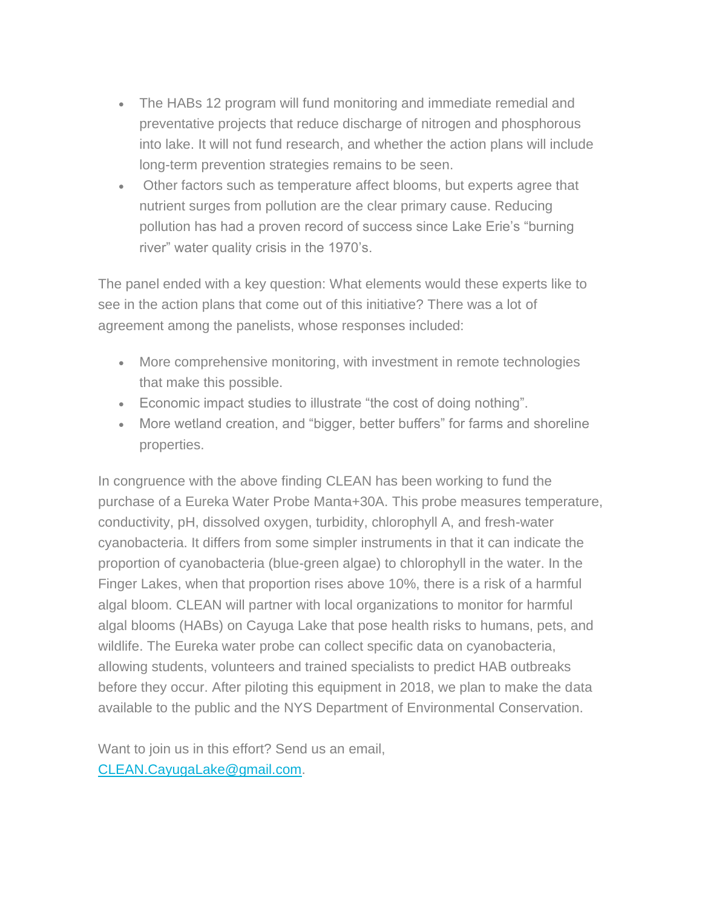- The HABs 12 program will fund monitoring and immediate remedial and preventative projects that reduce discharge of nitrogen and phosphorous into lake. It will not fund research, and whether the action plans will include long-term prevention strategies remains to be seen.
- Other factors such as temperature affect blooms, but experts agree that nutrient surges from pollution are the clear primary cause. Reducing pollution has had a proven record of success since Lake Erie's "burning river" water quality crisis in the 1970's.

The panel ended with a key question: What elements would these experts like to see in the action plans that come out of this initiative? There was a lot of agreement among the panelists, whose responses included:

- More comprehensive monitoring, with investment in remote technologies that make this possible.
- Economic impact studies to illustrate "the cost of doing nothing".
- More wetland creation, and "bigger, better buffers" for farms and shoreline properties.

In congruence with the above finding CLEAN has been working to fund the purchase of a Eureka Water Probe Manta+30A. This probe measures temperature, conductivity, pH, dissolved oxygen, turbidity, chlorophyll A, and fresh-water cyanobacteria. It differs from some simpler instruments in that it can indicate the proportion of cyanobacteria (blue-green algae) to chlorophyll in the water. In the Finger Lakes, when that proportion rises above 10%, there is a risk of a harmful algal bloom. CLEAN will partner with local organizations to monitor for harmful algal blooms (HABs) on Cayuga Lake that pose health risks to humans, pets, and wildlife. The Eureka water probe can collect specific data on cyanobacteria, allowing students, volunteers and trained specialists to predict HAB outbreaks before they occur. After piloting this equipment in 2018, we plan to make the data available to the public and the NYS Department of Environmental Conservation.

Want to join us in this effort? Send us an email, [CLEAN.CayugaLake@gmail.com](mailto:CLEAN.CayugaLake@gmail.com).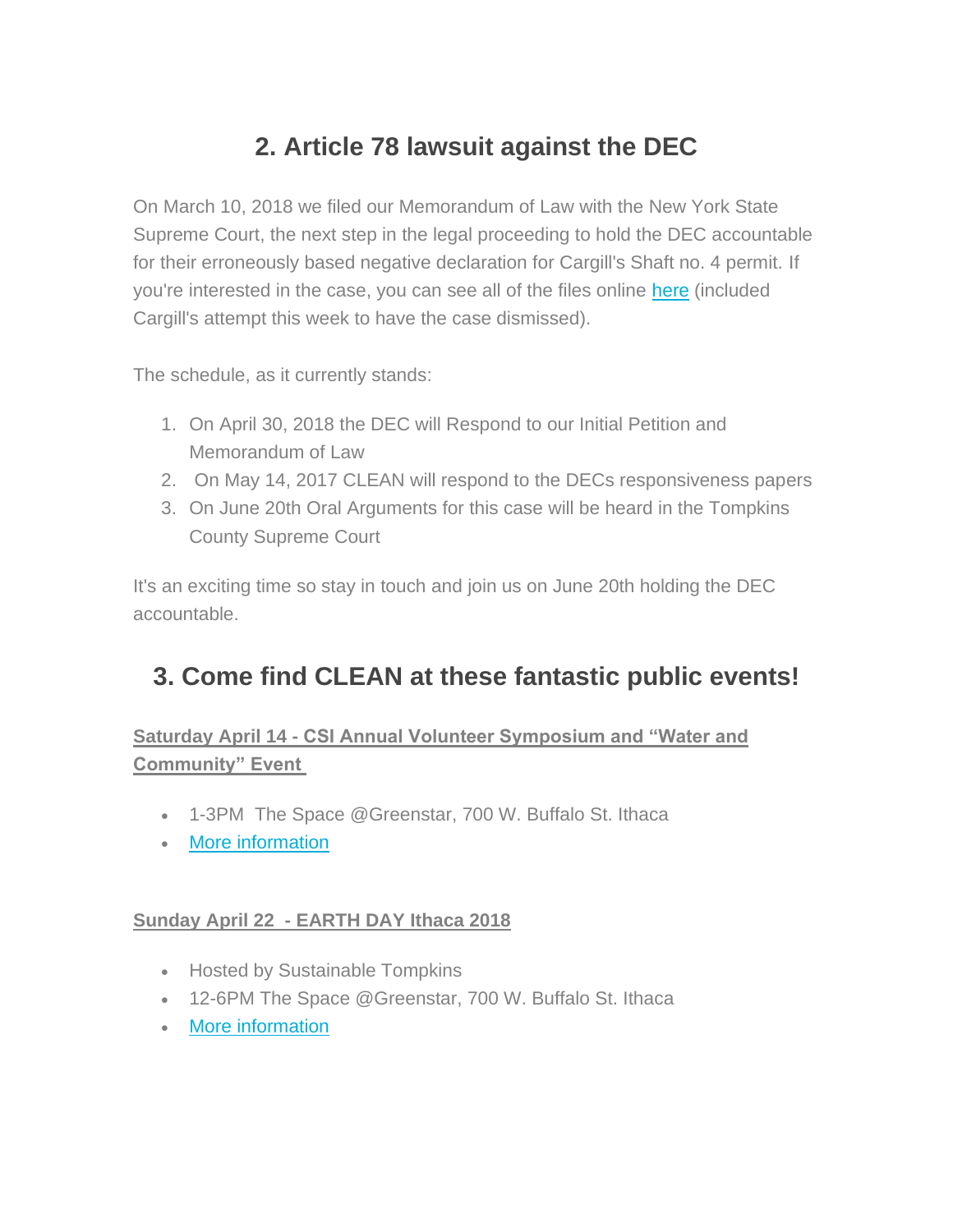## 2. Article 78 lawsuit against the DEC

On March 10, 2018 we filed our Memorandum of Law with the New York State Supreme Court, the next step in the legal proceeding to hold the DEC accountable for their erroneously based negative declaration for Cargill's Shaft no. 4 permit. If you're interested in the case, you can see all of the files online here (included Cargill's attempt this week to have the case dismissed).

The schedule, as it currently stands:

1. On April 30, 2018 the DEC will Respond to our Initial Petition and Memorandum of Law
2. On May 14, 2017 CLEAN will respond to the DECs responsiveness papers
3. On June 20th Oral Arguments for this case will be heard in the Tompkins County Supreme Court

It's an exciting time so stay in touch and join us on June 20th holding the DEC accountable.

## 3. Come find CLEAN at these fantastic public events!

**Saturday April 14 - CSI Annual Volunteer Symposium and "Water and Community" Event**

- 1-3PM The Space @Greenstar, 700 W. Buffalo St. Ithaca
- More information

**Sunday April 22 - EARTH DAY Ithaca 2018**

- Hosted by Sustainable Tompkins
- 12-6PM The Space @Greenstar, 700 W. Buffalo St. Ithaca
- More information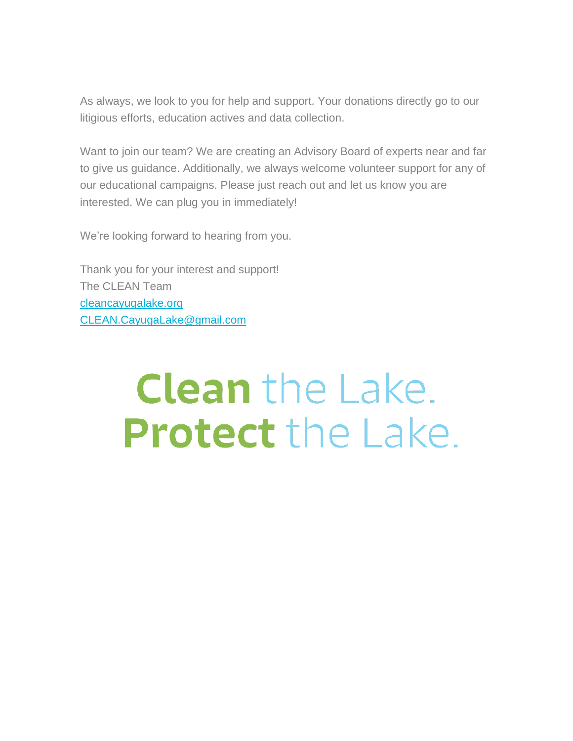As always, we look to you for help and support. Your donations directly go to our litigious efforts, education actives and data collection.

Want to join our team? We are creating an Advisory Board of experts near and far to give us guidance. Additionally, we always welcome volunteer support for any of our educational campaigns. Please just reach out and let us know you are interested. We can plug you in immediately!

We're looking forward to hearing from you.

Thank you for your interest and support!  
The CLEAN Team  
[cleancayugalake.org](cleancayugalake.org)  
[CLEAN.CayugaLake@gmail.com](mailto:CLEAN.CayugaLake@gmail.com)

**Clean** the Lake.  
**Protect** the Lake.